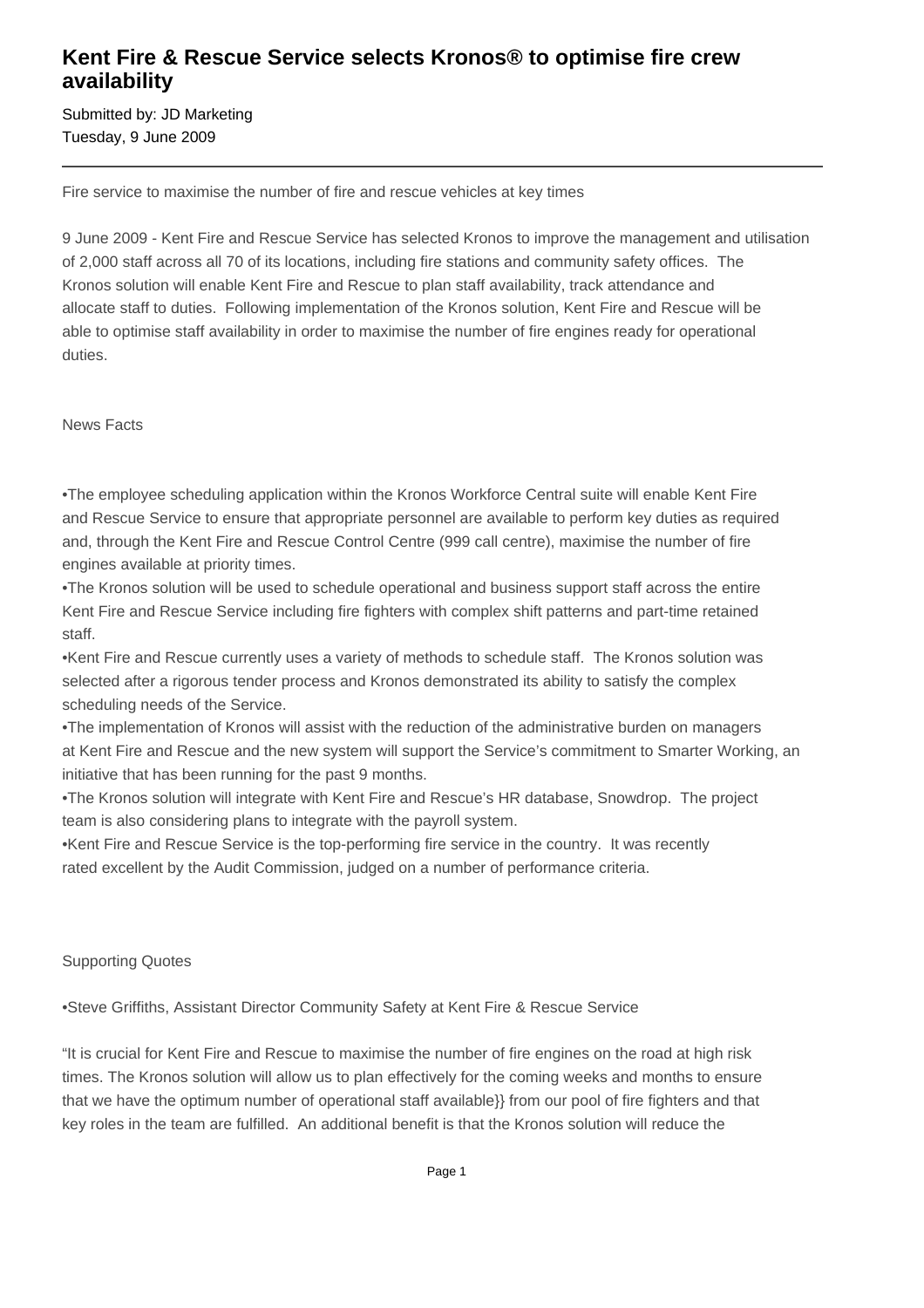# Kent Fire & Rescue Service selects Kronos® to optimise fire crew availability

Submitted by: JD Marketing
Tuesday, 9 June 2009

---

Fire service to maximise the number of fire and rescue vehicles at key times

9 June 2009 - Kent Fire and Rescue Service has selected Kronos to improve the management and utilisation of 2,000 staff across all 70 of its locations, including fire stations and community safety offices. The Kronos solution will enable Kent Fire and Rescue to plan staff availability, track attendance and allocate staff to duties. Following implementation of the Kronos solution, Kent Fire and Rescue will be able to optimise staff availability in order to maximise the number of fire engines ready for operational duties.

News Facts

- The employee scheduling application within the Kronos Workforce Central suite will enable Kent Fire and Rescue Service to ensure that appropriate personnel are available to perform key duties as required and, through the Kent Fire and Rescue Control Centre (999 call centre), maximise the number of fire engines available at priority times.
- The Kronos solution will be used to schedule operational and business support staff across the entire Kent Fire and Rescue Service including fire fighters with complex shift patterns and part-time retained staff.
- Kent Fire and Rescue currently uses a variety of methods to schedule staff. The Kronos solution was selected after a rigorous tender process and Kronos demonstrated its ability to satisfy the complex scheduling needs of the Service.
- The implementation of Kronos will assist with the reduction of the administrative burden on managers at Kent Fire and Rescue and the new system will support the Service's commitment to Smarter Working, an initiative that has been running for the past 9 months.
- The Kronos solution will integrate with Kent Fire and Rescue's HR database, Snowdrop. The project team is also considering plans to integrate with the payroll system.
- Kent Fire and Rescue Service is the top-performing fire service in the country. It was recently rated excellent by the Audit Commission, judged on a number of performance criteria.

Supporting Quotes

- Steve Griffiths, Assistant Director Community Safety at Kent Fire & Rescue Service

"It is crucial for Kent Fire and Rescue to maximise the number of fire engines on the road at high risk times. The Kronos solution will allow us to plan effectively for the coming weeks and months to ensure that we have the optimum number of operational staff available}} from our pool of fire fighters and that key roles in the team are fulfilled. An additional benefit is that the Kronos solution will reduce the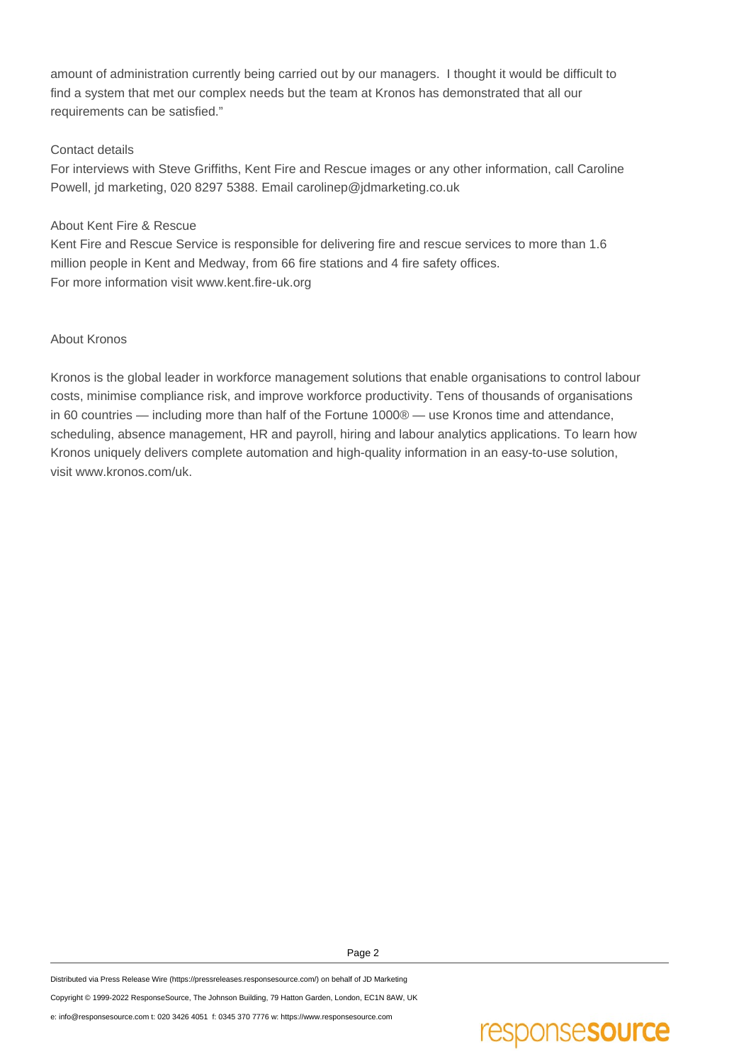amount of administration currently being carried out by our managers. I thought it would be difficult to find a system that met our complex needs but the team at Kronos has demonstrated that all our requirements can be satisfied."

Contact details

For interviews with Steve Griffiths, Kent Fire and Rescue images or any other information, call Caroline Powell, jd marketing, 020 8297 5388. Email carolinep@jdmarketing.co.uk

About Kent Fire & Rescue

Kent Fire and Rescue Service is responsible for delivering fire and rescue services to more than 1.6 million people in Kent and Medway, from 66 fire stations and 4 fire safety offices.
For more information visit www.kent.fire-uk.org

About Kronos

Kronos is the global leader in workforce management solutions that enable organisations to control labour costs, minimise compliance risk, and improve workforce productivity. Tens of thousands of organisations in 60 countries — including more than half of the Fortune 1000® — use Kronos time and attendance, scheduling, absence management, HR and payroll, hiring and labour analytics applications. To learn how Kronos uniquely delivers complete automation and high-quality information in an easy-to-use solution, visit www.kronos.com/uk.